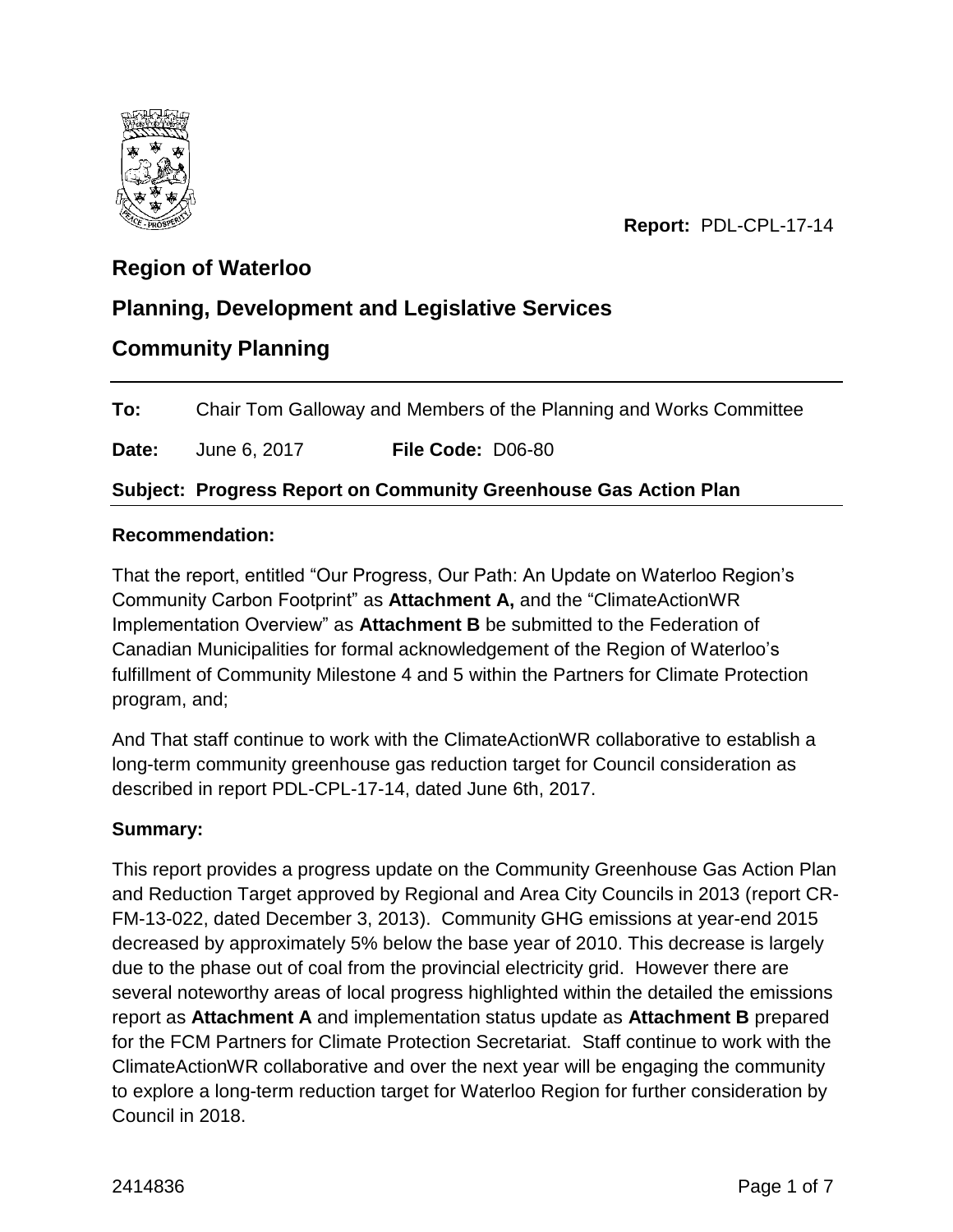**Report:** PDL-CPL-17-14

## Region of Waterloo

## Planning, Development and Legislative Services

## Community Planning

**To:** Chair Tom Galloway and Members of the Planning and Works Committee

**Date:** June 6, 2017 **File Code:** D06-80

**Subject: Progress Report on Community Greenhouse Gas Action Plan**

### Recommendation:

That the report, entitled "Our Progress, Our Path: An Update on Waterloo Region's Community Carbon Footprint" as **Attachment A,** and the "ClimateActionWR Implementation Overview" as **Attachment B** be submitted to the Federation of Canadian Municipalities for formal acknowledgement of the Region of Waterloo's fulfillment of Community Milestone 4 and 5 within the Partners for Climate Protection program, and;

And That staff continue to work with the ClimateActionWR collaborative to establish a long-term community greenhouse gas reduction target for Council consideration as described in report PDL-CPL-17-14, dated June 6th, 2017.

### Summary:

This report provides a progress update on the Community Greenhouse Gas Action Plan and Reduction Target approved by Regional and Area City Councils in 2013 (report CR-FM-13-022, dated December 3, 2013). Community GHG emissions at year-end 2015 decreased by approximately 5% below the base year of 2010. This decrease is largely due to the phase out of coal from the provincial electricity grid. However there are several noteworthy areas of local progress highlighted within the detailed the emissions report as **Attachment A** and implementation status update as **Attachment B** prepared for the FCM Partners for Climate Protection Secretariat. Staff continue to work with the ClimateActionWR collaborative and over the next year will be engaging the community to explore a long-term reduction target for Waterloo Region for further consideration by Council in 2018.

2414836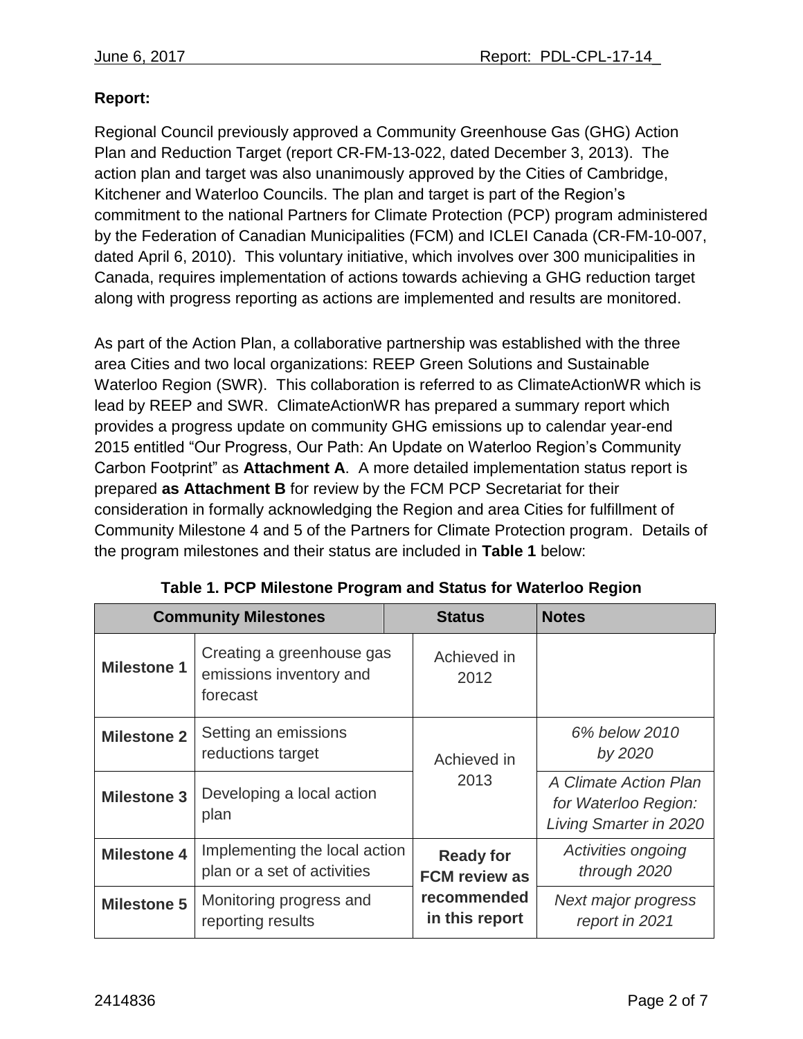**Report:**

Regional Council previously approved a Community Greenhouse Gas (GHG) Action Plan and Reduction Target (report CR-FM-13-022, dated December 3, 2013). The action plan and target was also unanimously approved by the Cities of Cambridge, Kitchener and Waterloo Councils. The plan and target is part of the Region's commitment to the national Partners for Climate Protection (PCP) program administered by the Federation of Canadian Municipalities (FCM) and ICLEI Canada (CR-FM-10-007, dated April 6, 2010). This voluntary initiative, which involves over 300 municipalities in Canada, requires implementation of actions towards achieving a GHG reduction target along with progress reporting as actions are implemented and results are monitored.

As part of the Action Plan, a collaborative partnership was established with the three area Cities and two local organizations: REEP Green Solutions and Sustainable Waterloo Region (SWR). This collaboration is referred to as ClimateActionWR which is lead by REEP and SWR. ClimateActionWR has prepared a summary report which provides a progress update on community GHG emissions up to calendar year-end 2015 entitled "Our Progress, Our Path: An Update on Waterloo Region's Community Carbon Footprint" as **Attachment A**. A more detailed implementation status report is prepared **as Attachment B** for review by the FCM PCP Secretariat for their consideration in formally acknowledging the Region and area Cities for fulfillment of Community Milestone 4 and 5 of the Partners for Climate Protection program. Details of the program milestones and their status are included in **Table 1** below:

**Table 1. PCP Milestone Program and Status for Waterloo Region**

| Community Milestones | | Status | Notes |
|---|---|---|---|
| **Milestone 1** | Creating a greenhouse gas emissions inventory and forecast | Achieved in 2012 | |
| **Milestone 2** | Setting an emissions reductions target | Achieved in 2013 | *6% below 2010 by 2020* |
| **Milestone 3** | Developing a local action plan | | *A Climate Action Plan for Waterloo Region: Living Smarter in 2020* |
| **Milestone 4** | Implementing the local action plan or a set of activities | **Ready for FCM review as recommended in this report** | *Activities ongoing through 2020* |
| **Milestone 5** | Monitoring progress and reporting results | | *Next major progress report in 2021* |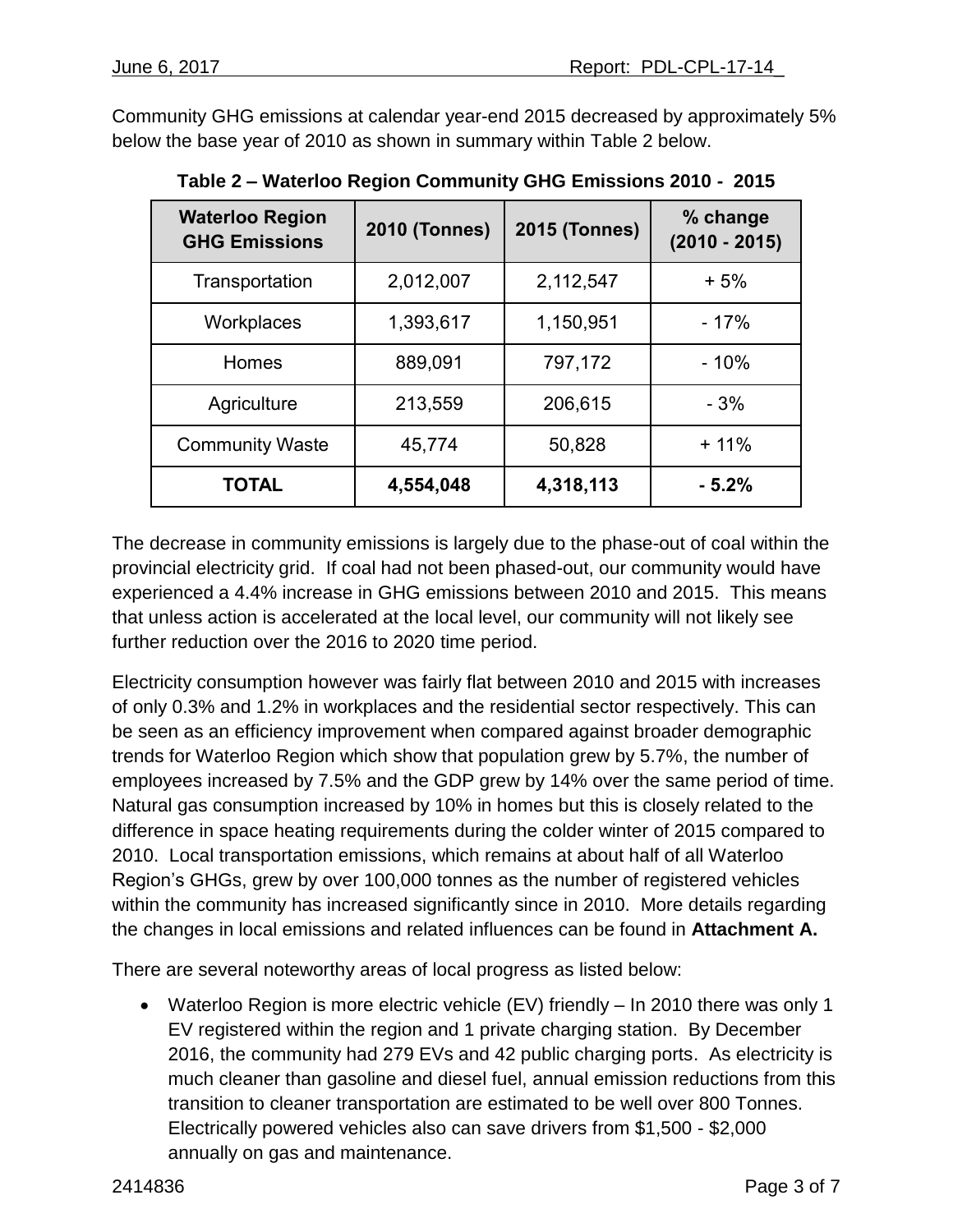Community GHG emissions at calendar year-end 2015 decreased by approximately 5% below the base year of 2010 as shown in summary within Table 2 below.

**Table 2 – Waterloo Region Community GHG Emissions 2010 - 2015**

| Waterloo Region GHG Emissions | 2010 (Tonnes) | 2015 (Tonnes) | % change (2010 - 2015) |
|---|---|---|---|
| Transportation | 2,012,007 | 2,112,547 | + 5% |
| Workplaces | 1,393,617 | 1,150,951 | - 17% |
| Homes | 889,091 | 797,172 | - 10% |
| Agriculture | 213,559 | 206,615 | - 3% |
| Community Waste | 45,774 | 50,828 | + 11% |
| **TOTAL** | **4,554,048** | **4,318,113** | **- 5.2%** |

The decrease in community emissions is largely due to the phase-out of coal within the provincial electricity grid. If coal had not been phased-out, our community would have experienced a 4.4% increase in GHG emissions between 2010 and 2015. This means that unless action is accelerated at the local level, our community will not likely see further reduction over the 2016 to 2020 time period.

Electricity consumption however was fairly flat between 2010 and 2015 with increases of only 0.3% and 1.2% in workplaces and the residential sector respectively. This can be seen as an efficiency improvement when compared against broader demographic trends for Waterloo Region which show that population grew by 5.7%, the number of employees increased by 7.5% and the GDP grew by 14% over the same period of time. Natural gas consumption increased by 10% in homes but this is closely related to the difference in space heating requirements during the colder winter of 2015 compared to 2010. Local transportation emissions, which remains at about half of all Waterloo Region's GHGs, grew by over 100,000 tonnes as the number of registered vehicles within the community has increased significantly since in 2010. More details regarding the changes in local emissions and related influences can be found in **Attachment A.**

There are several noteworthy areas of local progress as listed below:

- Waterloo Region is more electric vehicle (EV) friendly – In 2010 there was only 1 EV registered within the region and 1 private charging station. By December 2016, the community had 279 EVs and 42 public charging ports. As electricity is much cleaner than gasoline and diesel fuel, annual emission reductions from this transition to cleaner transportation are estimated to be well over 800 Tonnes. Electrically powered vehicles also can save drivers from $1,500 - $2,000 annually on gas and maintenance.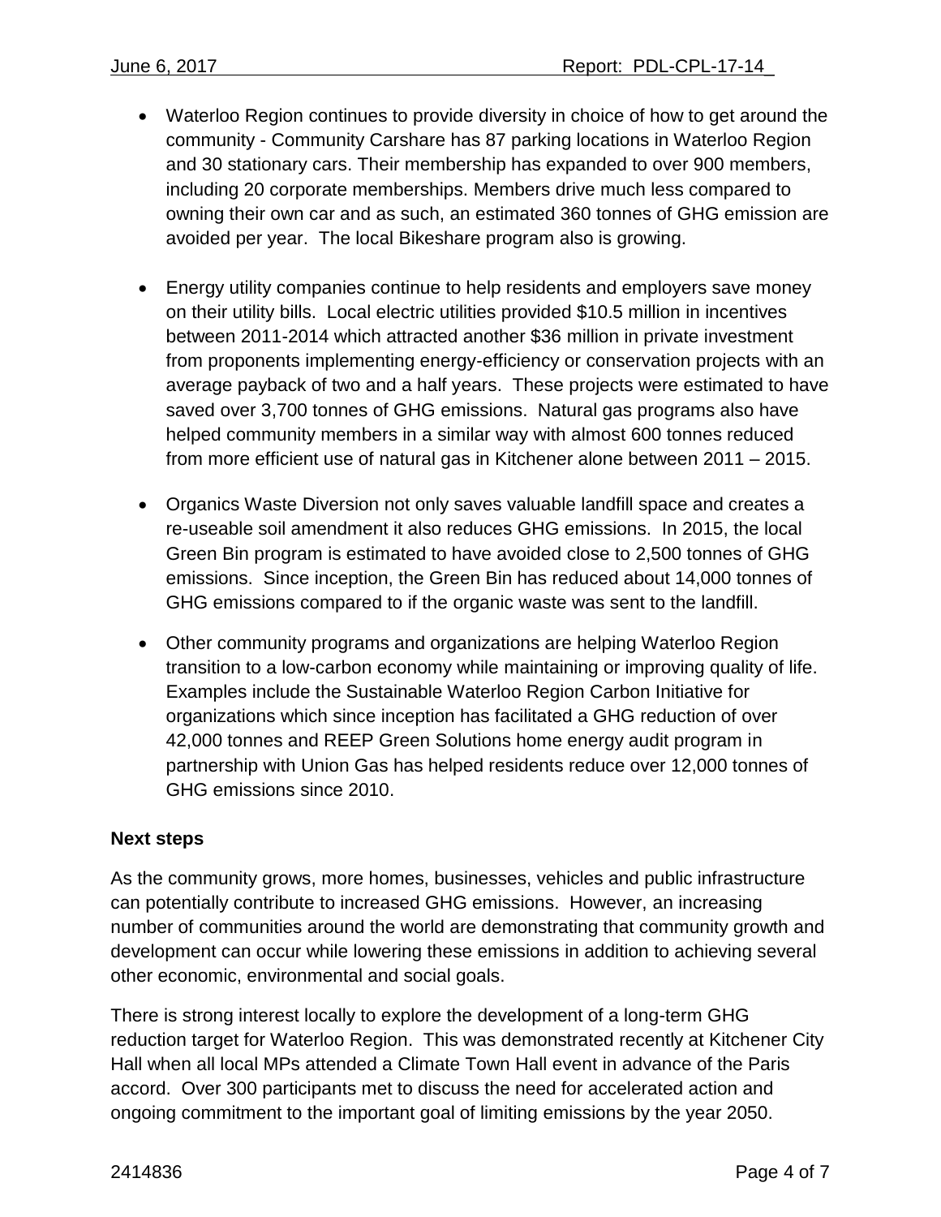- Waterloo Region continues to provide diversity in choice of how to get around the community - Community Carshare has 87 parking locations in Waterloo Region and 30 stationary cars. Their membership has expanded to over 900 members, including 20 corporate memberships. Members drive much less compared to owning their own car and as such, an estimated 360 tonnes of GHG emission are avoided per year. The local Bikeshare program also is growing.

- Energy utility companies continue to help residents and employers save money on their utility bills. Local electric utilities provided $10.5 million in incentives between 2011-2014 which attracted another $36 million in private investment from proponents implementing energy-efficiency or conservation projects with an average payback of two and a half years. These projects were estimated to have saved over 3,700 tonnes of GHG emissions. Natural gas programs also have helped community members in a similar way with almost 600 tonnes reduced from more efficient use of natural gas in Kitchener alone between 2011 – 2015.

- Organics Waste Diversion not only saves valuable landfill space and creates a re-useable soil amendment it also reduces GHG emissions. In 2015, the local Green Bin program is estimated to have avoided close to 2,500 tonnes of GHG emissions. Since inception, the Green Bin has reduced about 14,000 tonnes of GHG emissions compared to if the organic waste was sent to the landfill.

- Other community programs and organizations are helping Waterloo Region transition to a low-carbon economy while maintaining or improving quality of life. Examples include the Sustainable Waterloo Region Carbon Initiative for organizations which since inception has facilitated a GHG reduction of over 42,000 tonnes and REEP Green Solutions home energy audit program in partnership with Union Gas has helped residents reduce over 12,000 tonnes of GHG emissions since 2010.

**Next steps**

As the community grows, more homes, businesses, vehicles and public infrastructure can potentially contribute to increased GHG emissions. However, an increasing number of communities around the world are demonstrating that community growth and development can occur while lowering these emissions in addition to achieving several other economic, environmental and social goals.

There is strong interest locally to explore the development of a long-term GHG reduction target for Waterloo Region. This was demonstrated recently at Kitchener City Hall when all local MPs attended a Climate Town Hall event in advance of the Paris accord. Over 300 participants met to discuss the need for accelerated action and ongoing commitment to the important goal of limiting emissions by the year 2050.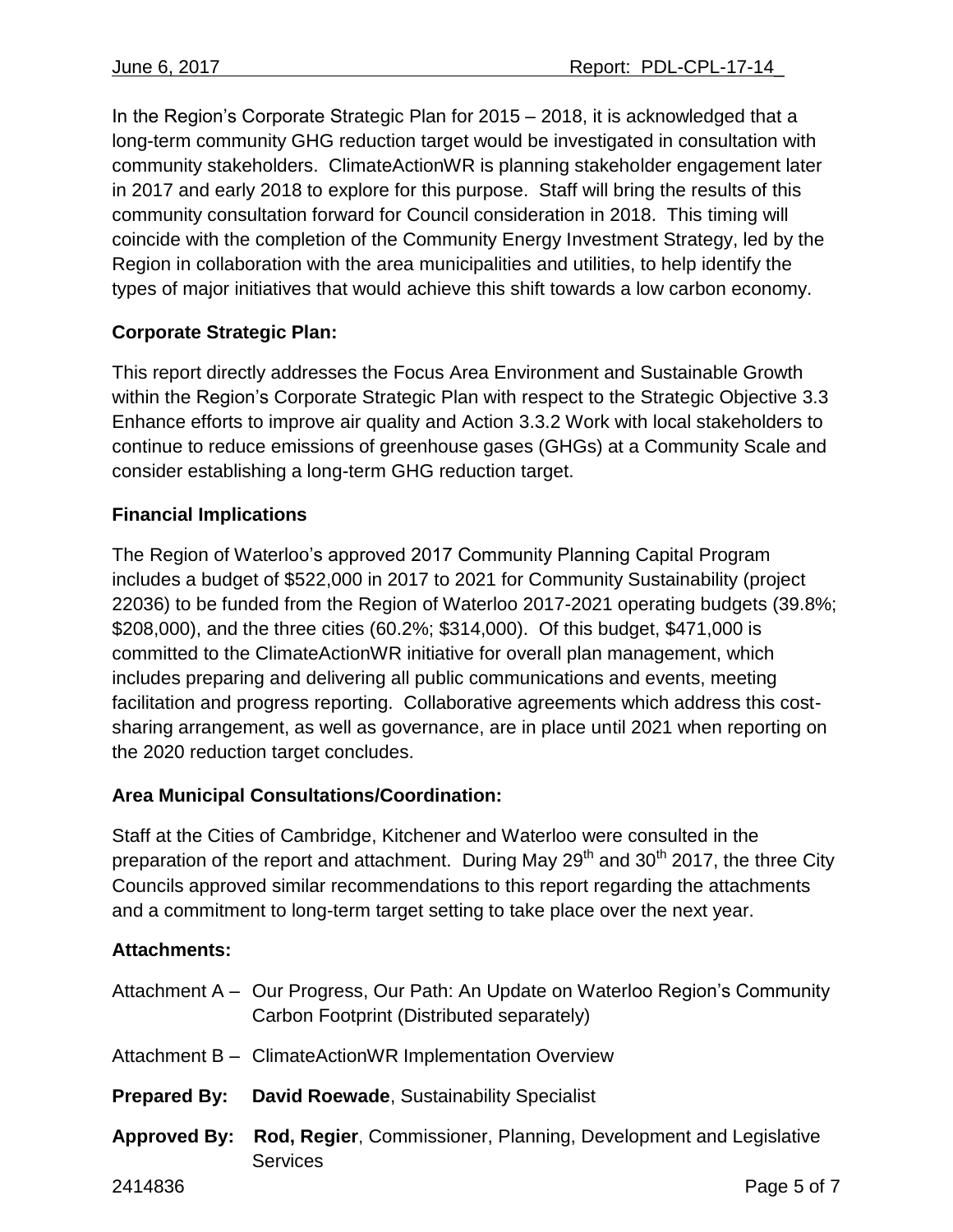In the Region's Corporate Strategic Plan for 2015 – 2018, it is acknowledged that a long-term community GHG reduction target would be investigated in consultation with community stakeholders. ClimateActionWR is planning stakeholder engagement later in 2017 and early 2018 to explore for this purpose. Staff will bring the results of this community consultation forward for Council consideration in 2018. This timing will coincide with the completion of the Community Energy Investment Strategy, led by the Region in collaboration with the area municipalities and utilities, to help identify the types of major initiatives that would achieve this shift towards a low carbon economy.

**Corporate Strategic Plan:**

This report directly addresses the Focus Area Environment and Sustainable Growth within the Region's Corporate Strategic Plan with respect to the Strategic Objective 3.3 Enhance efforts to improve air quality and Action 3.3.2 Work with local stakeholders to continue to reduce emissions of greenhouse gases (GHGs) at a Community Scale and consider establishing a long-term GHG reduction target.

**Financial Implications**

The Region of Waterloo's approved 2017 Community Planning Capital Program includes a budget of $522,000 in 2017 to 2021 for Community Sustainability (project 22036) to be funded from the Region of Waterloo 2017-2021 operating budgets (39.8%; $208,000), and the three cities (60.2%; $314,000). Of this budget, $471,000 is committed to the ClimateActionWR initiative for overall plan management, which includes preparing and delivering all public communications and events, meeting facilitation and progress reporting. Collaborative agreements which address this cost-sharing arrangement, as well as governance, are in place until 2021 when reporting on the 2020 reduction target concludes.

**Area Municipal Consultations/Coordination:**

Staff at the Cities of Cambridge, Kitchener and Waterloo were consulted in the preparation of the report and attachment. During May 29th and 30th 2017, the three City Councils approved similar recommendations to this report regarding the attachments and a commitment to long-term target setting to take place over the next year.

**Attachments:**

Attachment A – Our Progress, Our Path: An Update on Waterloo Region's Community Carbon Footprint (Distributed separately)

Attachment B – ClimateActionWR Implementation Overview

**Prepared By:** **David Roewade**, Sustainability Specialist

**Approved By:** **Rod, Regier**, Commissioner, Planning, Development and Legislative Services

2414836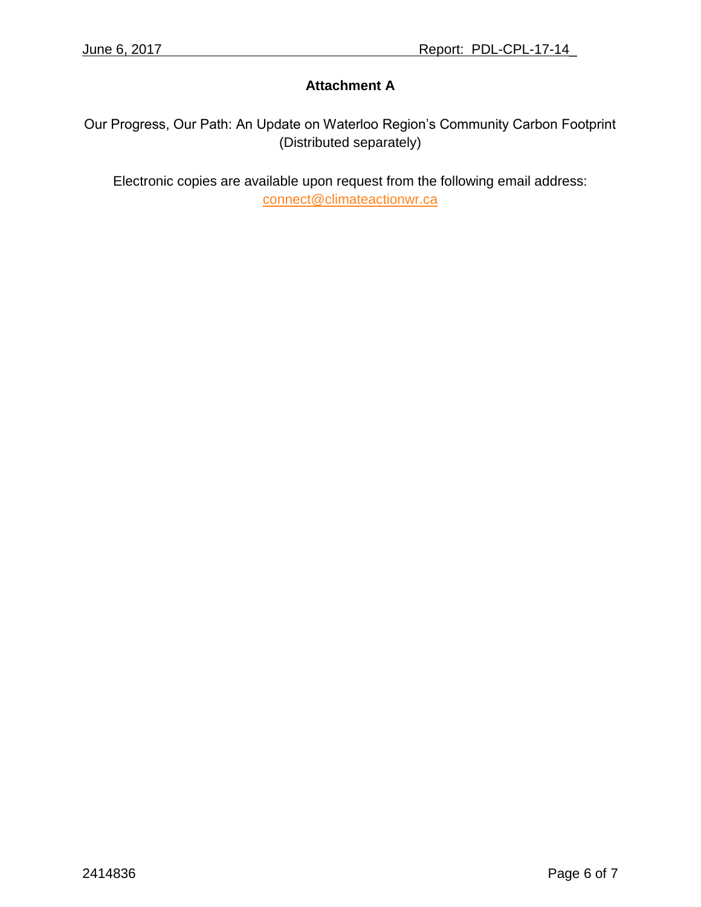## Attachment A

Our Progress, Our Path: An Update on Waterloo Region's Community Carbon Footprint
(Distributed separately)

Electronic copies are available upon request from the following email address:
connect@climateactionwr.ca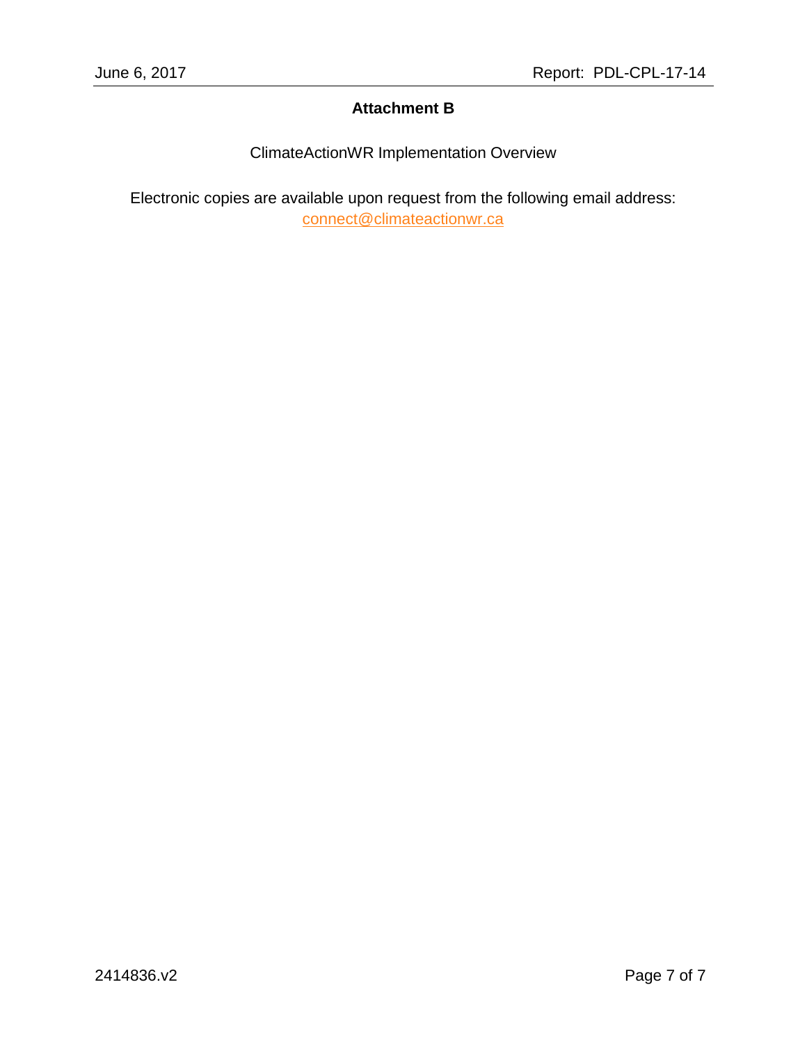# Attachment B

ClimateActionWR Implementation Overview

Electronic copies are available upon request from the following email address: connect@climateactionwr.ca